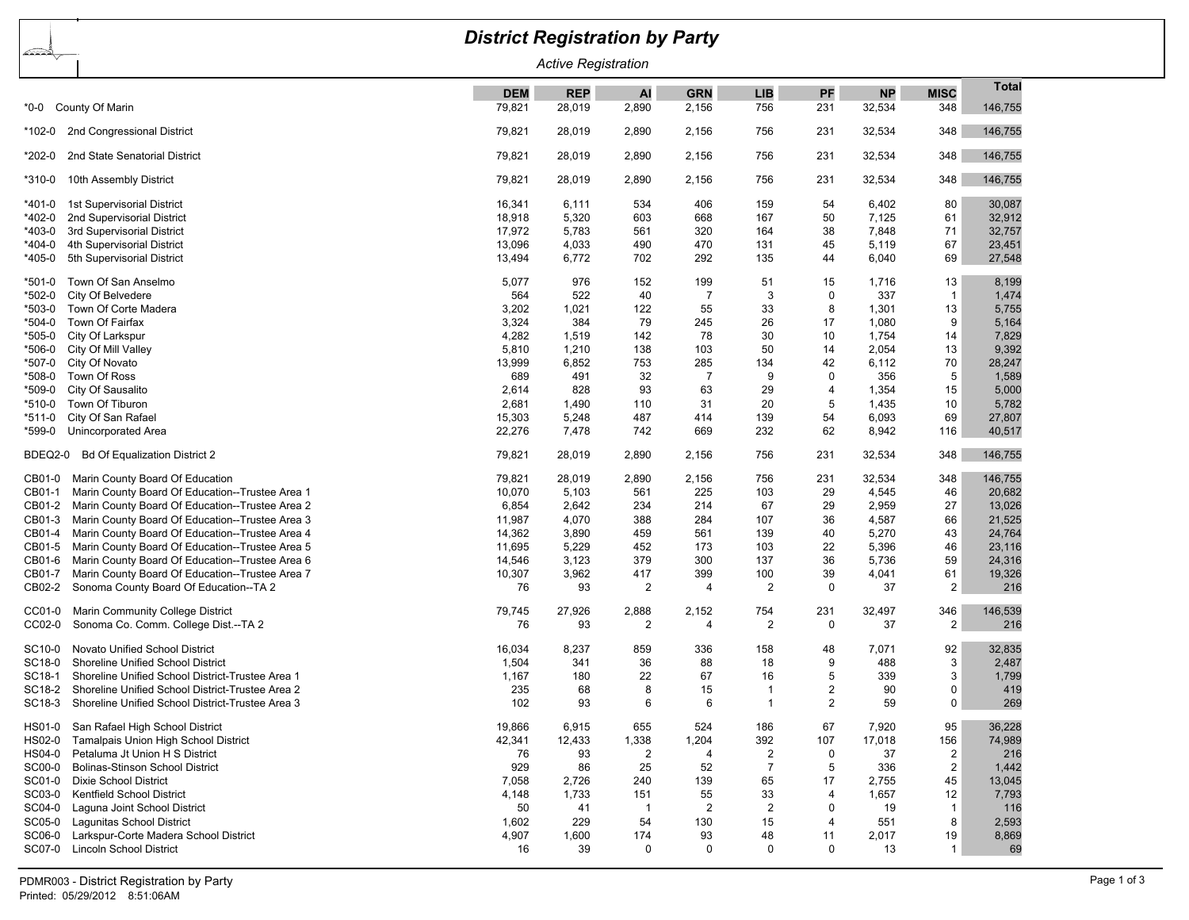# District Registration by Party

*Active Registration*

| | DEM | REP | AI | GRN | LIB | PF | NP | MISC | Total |
|---|---|---|---|---|---|---|---|---|---|
| *0-0 County Of Marin | 79,821 | 28,019 | 2,890 | 2,156 | 756 | 231 | 32,534 | 348 | 146,755 |
| *102-0 2nd Congressional District | 79,821 | 28,019 | 2,890 | 2,156 | 756 | 231 | 32,534 | 348 | 146,755 |
| *202-0 2nd State Senatorial District | 79,821 | 28,019 | 2,890 | 2,156 | 756 | 231 | 32,534 | 348 | 146,755 |
| *310-0 10th Assembly District | 79,821 | 28,019 | 2,890 | 2,156 | 756 | 231 | 32,534 | 348 | 146,755 |
| *401-0 1st Supervisorial District | 16,341 | 6,111 | 534 | 406 | 159 | 54 | 6,402 | 80 | 30,087 |
| *402-0 2nd Supervisorial District | 18,918 | 5,320 | 603 | 668 | 167 | 50 | 7,125 | 61 | 32,912 |
| *403-0 3rd Supervisorial District | 17,972 | 5,783 | 561 | 320 | 164 | 38 | 7,848 | 71 | 32,757 |
| *404-0 4th Supervisorial District | 13,096 | 4,033 | 490 | 470 | 131 | 45 | 5,119 | 67 | 23,451 |
| *405-0 5th Supervisorial District | 13,494 | 6,772 | 702 | 292 | 135 | 44 | 6,040 | 69 | 27,548 |
| *501-0 Town Of San Anselmo | 5,077 | 976 | 152 | 199 | 51 | 15 | 1,716 | 13 | 8,199 |
| *502-0 City Of Belvedere | 564 | 522 | 40 | 7 | 3 | 0 | 337 | 1 | 1,474 |
| *503-0 Town Of Corte Madera | 3,202 | 1,021 | 122 | 55 | 33 | 8 | 1,301 | 13 | 5,755 |
| *504-0 Town Of Fairfax | 3,324 | 384 | 79 | 245 | 26 | 17 | 1,080 | 9 | 5,164 |
| *505-0 City Of Larkspur | 4,282 | 1,519 | 142 | 78 | 30 | 10 | 1,754 | 14 | 7,829 |
| *506-0 City Of Mill Valley | 5,810 | 1,210 | 138 | 103 | 50 | 14 | 2,054 | 13 | 9,392 |
| *507-0 City Of Novato | 13,999 | 6,852 | 753 | 285 | 134 | 42 | 6,112 | 70 | 28,247 |
| *508-0 Town Of Ross | 689 | 491 | 32 | 7 | 9 | 0 | 356 | 5 | 1,589 |
| *509-0 City Of Sausalito | 2,614 | 828 | 93 | 63 | 29 | 4 | 1,354 | 15 | 5,000 |
| *510-0 Town Of Tiburon | 2,681 | 1,490 | 110 | 31 | 20 | 5 | 1,435 | 10 | 5,782 |
| *511-0 City Of San Rafael | 15,303 | 5,248 | 487 | 414 | 139 | 54 | 6,093 | 69 | 27,807 |
| *599-0 Unincorporated Area | 22,276 | 7,478 | 742 | 669 | 232 | 62 | 8,942 | 116 | 40,517 |
| BDEQ2-0 Bd Of Equalization District 2 | 79,821 | 28,019 | 2,890 | 2,156 | 756 | 231 | 32,534 | 348 | 146,755 |
| CB01-0 Marin County Board Of Education | 79,821 | 28,019 | 2,890 | 2,156 | 756 | 231 | 32,534 | 348 | 146,755 |
| CB01-1 Marin County Board Of Education--Trustee Area 1 | 10,070 | 5,103 | 561 | 225 | 103 | 29 | 4,545 | 46 | 20,682 |
| CB01-2 Marin County Board Of Education--Trustee Area 2 | 6,854 | 2,642 | 234 | 214 | 67 | 29 | 2,959 | 27 | 13,026 |
| CB01-3 Marin County Board Of Education--Trustee Area 3 | 11,987 | 4,070 | 388 | 284 | 107 | 36 | 4,587 | 66 | 21,525 |
| CB01-4 Marin County Board Of Education--Trustee Area 4 | 14,362 | 3,890 | 459 | 561 | 139 | 40 | 5,270 | 43 | 24,764 |
| CB01-5 Marin County Board Of Education--Trustee Area 5 | 11,695 | 5,229 | 452 | 173 | 103 | 22 | 5,396 | 46 | 23,116 |
| CB01-6 Marin County Board Of Education--Trustee Area 6 | 14,546 | 3,123 | 379 | 300 | 137 | 36 | 5,736 | 59 | 24,316 |
| CB01-7 Marin County Board Of Education--Trustee Area 7 | 10,307 | 3,962 | 417 | 399 | 100 | 39 | 4,041 | 61 | 19,326 |
| CB02-2 Sonoma County Board Of Education--TA 2 | 76 | 93 | 2 | 4 | 2 | 0 | 37 | 2 | 216 |
| CC01-0 Marin Community College District | 79,745 | 27,926 | 2,888 | 2,152 | 754 | 231 | 32,497 | 346 | 146,539 |
| CC02-0 Sonoma Co. Comm. College Dist.--TA 2 | 76 | 93 | 2 | 4 | 2 | 0 | 37 | 2 | 216 |
| SC10-0 Novato Unified School District | 16,034 | 8,237 | 859 | 336 | 158 | 48 | 7,071 | 92 | 32,835 |
| SC18-0 Shoreline Unified School District | 1,504 | 341 | 36 | 88 | 18 | 9 | 488 | 3 | 2,487 |
| SC18-1 Shoreline Unified School District-Trustee Area 1 | 1,167 | 180 | 22 | 67 | 16 | 5 | 339 | 3 | 1,799 |
| SC18-2 Shoreline Unified School District-Trustee Area 2 | 235 | 68 | 8 | 15 | 1 | 2 | 90 | 0 | 419 |
| SC18-3 Shoreline Unified School District-Trustee Area 3 | 102 | 93 | 6 | 6 | 1 | 2 | 59 | 0 | 269 |
| HS01-0 San Rafael High School District | 19,866 | 6,915 | 655 | 524 | 186 | 67 | 7,920 | 95 | 36,228 |
| HS02-0 Tamalpais Union High School District | 42,341 | 12,433 | 1,338 | 1,204 | 392 | 107 | 17,018 | 156 | 74,989 |
| HS04-0 Petaluma Jt Union H S District | 76 | 93 | 2 | 4 | 2 | 0 | 37 | 2 | 216 |
| SC00-0 Bolinas-Stinson School District | 929 | 86 | 25 | 52 | 7 | 5 | 336 | 2 | 1,442 |
| SC01-0 Dixie School District | 7,058 | 2,726 | 240 | 139 | 65 | 17 | 2,755 | 45 | 13,045 |
| SC03-0 Kentfield School District | 4,148 | 1,733 | 151 | 55 | 33 | 4 | 1,657 | 12 | 7,793 |
| SC04-0 Laguna Joint School District | 50 | 41 | 1 | 2 | 2 | 0 | 19 | 1 | 116 |
| SC05-0 Lagunitas School District | 1,602 | 229 | 54 | 130 | 15 | 4 | 551 | 8 | 2,593 |
| SC06-0 Larkspur-Corte Madera School District | 4,907 | 1,600 | 174 | 93 | 48 | 11 | 2,017 | 19 | 8,869 |
| SC07-0 Lincoln School District | 16 | 39 | 0 | 0 | 0 | 0 | 13 | 1 | 69 |

PDMR003 - District Registration by Party
Printed: 05/29/2012 8:51:06AM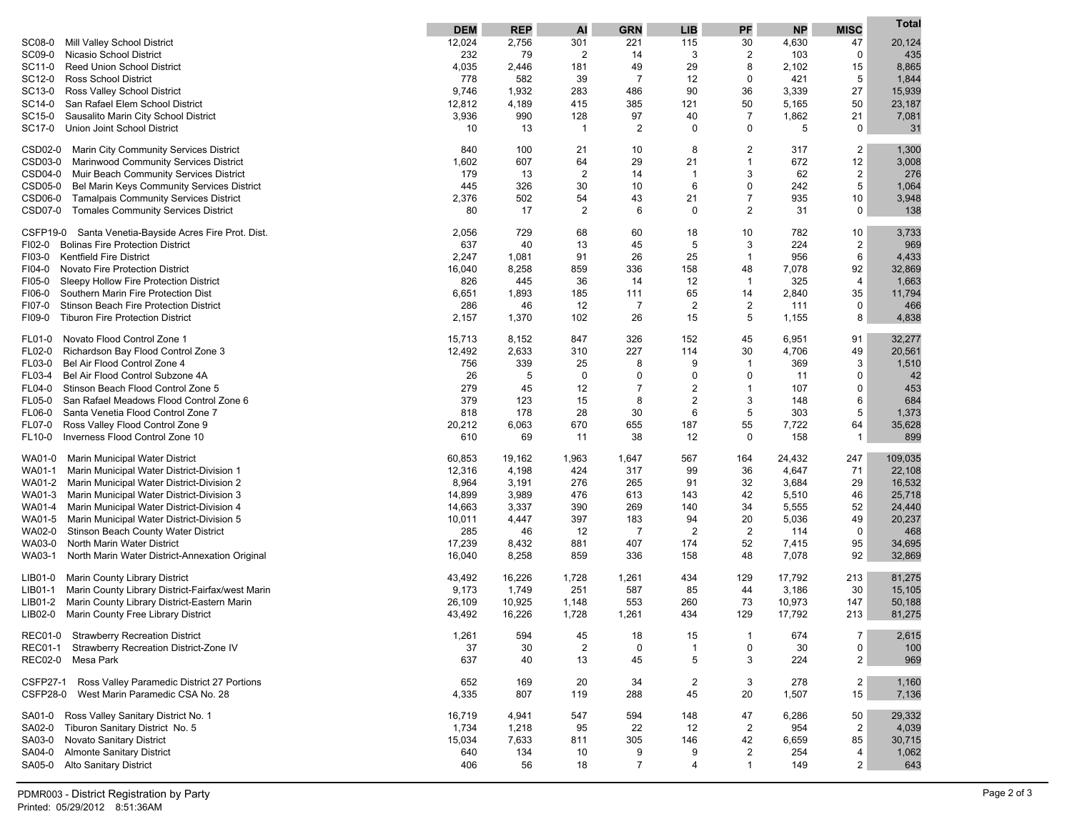| | DEM | REP | AI | GRN | LIB | PF | NP | MISC | Total |
|---|---|---|---|---|---|---|---|---|---|
| SC08-0 Mill Valley School District | 12,024 | 2,756 | 301 | 221 | 115 | 30 | 4,630 | 47 | 20,124 |
| SC09-0 Nicasio School District | 232 | 79 | 2 | 14 | 3 | 2 | 103 | 0 | 435 |
| SC11-0 Reed Union School District | 4,035 | 2,446 | 181 | 49 | 29 | 8 | 2,102 | 15 | 8,865 |
| SC12-0 Ross School District | 778 | 582 | 39 | 7 | 12 | 0 | 421 | 5 | 1,844 |
| SC13-0 Ross Valley School District | 9,746 | 1,932 | 283 | 486 | 90 | 36 | 3,339 | 27 | 15,939 |
| SC14-0 San Rafael Elem School District | 12,812 | 4,189 | 415 | 385 | 121 | 50 | 5,165 | 50 | 23,187 |
| SC15-0 Sausalito Marin City School District | 3,936 | 990 | 128 | 97 | 40 | 7 | 1,862 | 21 | 7,081 |
| SC17-0 Union Joint School District | 10 | 13 | 1 | 2 | 0 | 0 | 5 | 0 | 31 |
| CSD02-0 Marin City Community Services District | 840 | 100 | 21 | 10 | 8 | 2 | 317 | 2 | 1,300 |
| CSD03-0 Marinwood Community Services District | 1,602 | 607 | 64 | 29 | 21 | 1 | 672 | 12 | 3,008 |
| CSD04-0 Muir Beach Community Services District | 179 | 13 | 2 | 14 | 1 | 3 | 62 | 2 | 276 |
| CSD05-0 Bel Marin Keys Community Services District | 445 | 326 | 30 | 10 | 6 | 0 | 242 | 5 | 1,064 |
| CSD06-0 Tamalpais Community Services District | 2,376 | 502 | 54 | 43 | 21 | 7 | 935 | 10 | 3,948 |
| CSD07-0 Tomales Community Services District | 80 | 17 | 2 | 6 | 0 | 2 | 31 | 0 | 138 |
| CSFP19-0 Santa Venetia-Bayside Acres Fire Prot. Dist. | 2,056 | 729 | 68 | 60 | 18 | 10 | 782 | 10 | 3,733 |
| FI02-0 Bolinas Fire Protection District | 637 | 40 | 13 | 45 | 5 | 3 | 224 | 2 | 969 |
| FI03-0 Kentfield Fire District | 2,247 | 1,081 | 91 | 26 | 25 | 1 | 956 | 6 | 4,433 |
| FI04-0 Novato Fire Protection District | 16,040 | 8,258 | 859 | 336 | 158 | 48 | 7,078 | 92 | 32,869 |
| FI05-0 Sleepy Hollow Fire Protection District | 826 | 445 | 36 | 14 | 12 | 1 | 325 | 4 | 1,663 |
| FI06-0 Southern Marin Fire Protection Dist | 6,651 | 1,893 | 185 | 111 | 65 | 14 | 2,840 | 35 | 11,794 |
| FI07-0 Stinson Beach Fire Protection District | 286 | 46 | 12 | 7 | 2 | 2 | 111 | 0 | 466 |
| FI09-0 Tiburon Fire Protection District | 2,157 | 1,370 | 102 | 26 | 15 | 5 | 1,155 | 8 | 4,838 |
| FL01-0 Novato Flood Control Zone 1 | 15,713 | 8,152 | 847 | 326 | 152 | 45 | 6,951 | 91 | 32,277 |
| FL02-0 Richardson Bay Flood Control Zone 3 | 12,492 | 2,633 | 310 | 227 | 114 | 30 | 4,706 | 49 | 20,561 |
| FL03-0 Bel Air Flood Control Zone 4 | 756 | 339 | 25 | 8 | 9 | 1 | 369 | 3 | 1,510 |
| FL03-4 Bel Air Flood Control Subzone 4A | 26 | 5 | 0 | 0 | 0 | 0 | 11 | 0 | 42 |
| FL04-0 Stinson Beach Flood Control Zone 5 | 279 | 45 | 12 | 7 | 2 | 1 | 107 | 0 | 453 |
| FL05-0 San Rafael Meadows Flood Control Zone 6 | 379 | 123 | 15 | 8 | 2 | 3 | 148 | 6 | 684 |
| FL06-0 Santa Venetia Flood Control Zone 7 | 818 | 178 | 28 | 30 | 6 | 5 | 303 | 5 | 1,373 |
| FL07-0 Ross Valley Flood Control Zone 9 | 20,212 | 6,063 | 670 | 655 | 187 | 55 | 7,722 | 64 | 35,628 |
| FL10-0 Inverness Flood Control Zone 10 | 610 | 69 | 11 | 38 | 12 | 0 | 158 | 1 | 899 |
| WA01-0 Marin Municipal Water District | 60,853 | 19,162 | 1,963 | 1,647 | 567 | 164 | 24,432 | 247 | 109,035 |
| WA01-1 Marin Municipal Water District-Division 1 | 12,316 | 4,198 | 424 | 317 | 99 | 36 | 4,647 | 71 | 22,108 |
| WA01-2 Marin Municipal Water District-Division 2 | 8,964 | 3,191 | 276 | 265 | 91 | 32 | 3,684 | 29 | 16,532 |
| WA01-3 Marin Municipal Water District-Division 3 | 14,899 | 3,989 | 476 | 613 | 143 | 42 | 5,510 | 46 | 25,718 |
| WA01-4 Marin Municipal Water District-Division 4 | 14,663 | 3,337 | 390 | 269 | 140 | 34 | 5,555 | 52 | 24,440 |
| WA01-5 Marin Municipal Water District-Division 5 | 10,011 | 4,447 | 397 | 183 | 94 | 20 | 5,036 | 49 | 20,237 |
| WA02-0 Stinson Beach County Water District | 285 | 46 | 12 | 7 | 2 | 2 | 114 | 0 | 468 |
| WA03-0 North Marin Water District | 17,239 | 8,432 | 881 | 407 | 174 | 52 | 7,415 | 95 | 34,695 |
| WA03-1 North Marin Water District-Annexation Original | 16,040 | 8,258 | 859 | 336 | 158 | 48 | 7,078 | 92 | 32,869 |
| LIB01-0 Marin County Library District | 43,492 | 16,226 | 1,728 | 1,261 | 434 | 129 | 17,792 | 213 | 81,275 |
| LIB01-1 Marin County Library District-Fairfax/west Marin | 9,173 | 1,749 | 251 | 587 | 85 | 44 | 3,186 | 30 | 15,105 |
| LIB01-2 Marin County Library District-Eastern Marin | 26,109 | 10,925 | 1,148 | 553 | 260 | 73 | 10,973 | 147 | 50,188 |
| LIB02-0 Marin County Free Library District | 43,492 | 16,226 | 1,728 | 1,261 | 434 | 129 | 17,792 | 213 | 81,275 |
| REC01-0 Strawberry Recreation District | 1,261 | 594 | 45 | 18 | 15 | 1 | 674 | 7 | 2,615 |
| REC01-1 Strawberry Recreation District-Zone IV | 37 | 30 | 2 | 0 | 1 | 0 | 30 | 0 | 100 |
| REC02-0 Mesa Park | 637 | 40 | 13 | 45 | 5 | 3 | 224 | 2 | 969 |
| CSFP27-1 Ross Valley Paramedic District 27 Portions | 652 | 169 | 20 | 34 | 2 | 3 | 278 | 2 | 1,160 |
| CSFP28-0 West Marin Paramedic CSA No. 28 | 4,335 | 807 | 119 | 288 | 45 | 20 | 1,507 | 15 | 7,136 |
| SA01-0 Ross Valley Sanitary District No. 1 | 16,719 | 4,941 | 547 | 594 | 148 | 47 | 6,286 | 50 | 29,332 |
| SA02-0 Tiburon Sanitary District No. 5 | 1,734 | 1,218 | 95 | 22 | 12 | 2 | 954 | 2 | 4,039 |
| SA03-0 Novato Sanitary District | 15,034 | 7,633 | 811 | 305 | 146 | 42 | 6,659 | 85 | 30,715 |
| SA04-0 Almonte Sanitary District | 640 | 134 | 10 | 9 | 9 | 2 | 254 | 4 | 1,062 |
| SA05-0 Alto Sanitary District | 406 | 56 | 18 | 7 | 4 | 1 | 149 | 2 | 643 |

PDMR003 - District Registration by Party
Printed: 05/29/2012 8:51:36AM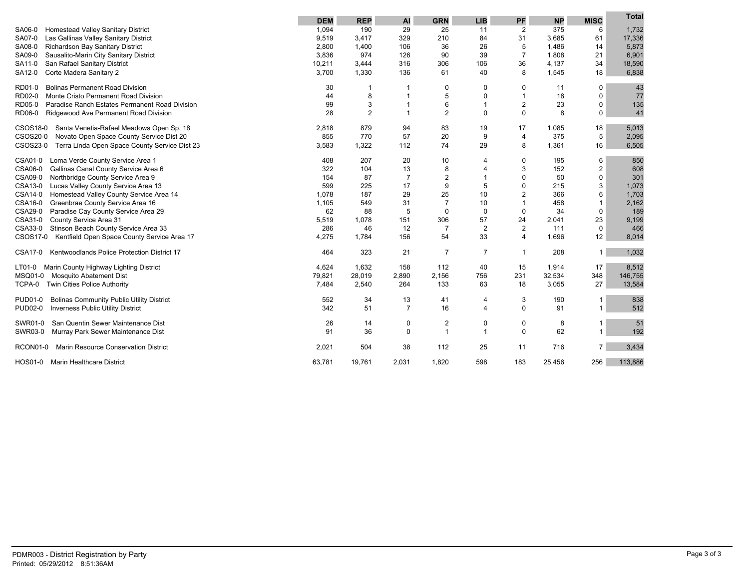| | DEM | REP | AI | GRN | LIB | PF | NP | MISC | Total |
|---|---|---|---|---|---|---|---|---|---|
| SA06-0 Homestead Valley Sanitary District | 1,094 | 190 | 29 | 25 | 11 | 2 | 375 | 6 | 1,732 |
| SA07-0 Las Gallinas Valley Sanitary District | 9,519 | 3,417 | 329 | 210 | 84 | 31 | 3,685 | 61 | 17,336 |
| SA08-0 Richardson Bay Sanitary District | 2,800 | 1,400 | 106 | 36 | 26 | 5 | 1,486 | 14 | 5,873 |
| SA09-0 Sausalito-Marin City Sanitary District | 3,836 | 974 | 126 | 90 | 39 | 7 | 1,808 | 21 | 6,901 |
| SA11-0 San Rafael Sanitary District | 10,211 | 3,444 | 316 | 306 | 106 | 36 | 4,137 | 34 | 18,590 |
| SA12-0 Corte Madera Sanitary 2 | 3,700 | 1,330 | 136 | 61 | 40 | 8 | 1,545 | 18 | 6,838 |
| RD01-0 Bolinas Permanent Road Division | 30 | 1 | 1 | 0 | 0 | 0 | 11 | 0 | 43 |
| RD02-0 Monte Cristo Permanent Road Division | 44 | 8 | 1 | 5 | 0 | 1 | 18 | 0 | 77 |
| RD05-0 Paradise Ranch Estates Permanent Road Division | 99 | 3 | 1 | 6 | 1 | 2 | 23 | 0 | 135 |
| RD06-0 Ridgewood Ave Permanent Road Division | 28 | 2 | 1 | 2 | 0 | 0 | 8 | 0 | 41 |
| CSOS18-0 Santa Venetia-Rafael Meadows Open Sp. 18 | 2,818 | 879 | 94 | 83 | 19 | 17 | 1,085 | 18 | 5,013 |
| CSOS20-0 Novato Open Space County Service Dist 20 | 855 | 770 | 57 | 20 | 9 | 4 | 375 | 5 | 2,095 |
| CSOS23-0 Terra Linda Open Space County Service Dist 23 | 3,583 | 1,322 | 112 | 74 | 29 | 8 | 1,361 | 16 | 6,505 |
| CSA01-0 Loma Verde County Service Area 1 | 408 | 207 | 20 | 10 | 4 | 0 | 195 | 6 | 850 |
| CSA06-0 Gallinas Canal County Service Area 6 | 322 | 104 | 13 | 8 | 4 | 3 | 152 | 2 | 608 |
| CSA09-0 Northbridge County Service Area 9 | 154 | 87 | 7 | 2 | 1 | 0 | 50 | 0 | 301 |
| CSA13-0 Lucas Valley County Service Area 13 | 599 | 225 | 17 | 9 | 5 | 0 | 215 | 3 | 1,073 |
| CSA14-0 Homestead Valley County Service Area 14 | 1,078 | 187 | 29 | 25 | 10 | 2 | 366 | 6 | 1,703 |
| CSA16-0 Greenbrae County Service Area 16 | 1,105 | 549 | 31 | 7 | 10 | 1 | 458 | 1 | 2,162 |
| CSA29-0 Paradise Cay County Service Area 29 | 62 | 88 | 5 | 0 | 0 | 0 | 34 | 0 | 189 |
| CSA31-0 County Service Area 31 | 5,519 | 1,078 | 151 | 306 | 57 | 24 | 2,041 | 23 | 9,199 |
| CSA33-0 Stinson Beach County Service Area 33 | 286 | 46 | 12 | 7 | 2 | 2 | 111 | 0 | 466 |
| CSOS17-0 Kentfield Open Space County Service Area 17 | 4,275 | 1,784 | 156 | 54 | 33 | 4 | 1,696 | 12 | 8,014 |
| CSA17-0 Kentwoodlands Police Protection District 17 | 464 | 323 | 21 | 7 | 7 | 1 | 208 | 1 | 1,032 |
| LT01-0 Marin County Highway Lighting District | 4,624 | 1,632 | 158 | 112 | 40 | 15 | 1,914 | 17 | 8,512 |
| MSQ01-0 Mosquito Abatement Dist | 79,821 | 28,019 | 2,890 | 2,156 | 756 | 231 | 32,534 | 348 | 146,755 |
| TCPA-0 Twin Cities Police Authority | 7,484 | 2,540 | 264 | 133 | 63 | 18 | 3,055 | 27 | 13,584 |
| PUD01-0 Bolinas Community Public Utility District | 552 | 34 | 13 | 41 | 4 | 3 | 190 | 1 | 838 |
| PUD02-0 Inverness Public Utility District | 342 | 51 | 7 | 16 | 4 | 0 | 91 | 1 | 512 |
| SWR01-0 San Quentin Sewer Maintenance Dist | 26 | 14 | 0 | 2 | 0 | 0 | 8 | 1 | 51 |
| SWR03-0 Murray Park Sewer Maintenance Dist | 91 | 36 | 0 | 1 | 1 | 0 | 62 | 1 | 192 |
| RCON01-0 Marin Resource Conservation District | 2,021 | 504 | 38 | 112 | 25 | 11 | 716 | 7 | 3,434 |
| HOS01-0 Marin Healthcare District | 63,781 | 19,761 | 2,031 | 1,820 | 598 | 183 | 25,456 | 256 | 113,886 |

PDMR003 - District Registration by Party
Printed: 05/29/2012 8:51:36AM